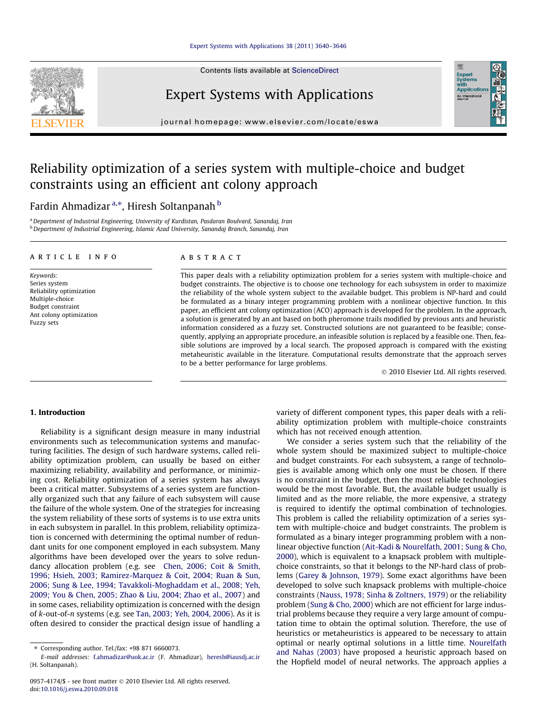# Reliability optimization of a series system with multiple-choice and budget constraints using an efficient ant colony approach

Fardin Ahmadizar [a,*], Hiresh Soltanpanah [b]

[a] Department of Industrial Engineering, University of Kurdistan, Pasdaran Boulvard, Sanandaj, Iran
[b] Department of Industrial Engineering, Islamic Azad University, Sanandaj Branch, Sanandaj, Iran

**ARTICLE INFO**

*Keywords:*
Series system
Reliability optimization
Multiple-choice
Budget constraint
Ant colony optimization
Fuzzy sets

**ABSTRACT**

This paper deals with a reliability optimization problem for a series system with multiple-choice and budget constraints. The objective is to choose one technology for each subsystem in order to maximize the reliability of the whole system subject to the available budget. This problem is NP-hard and could be formulated as a binary integer programming problem with a nonlinear objective function. In this paper, an efficient ant colony optimization (ACO) approach is developed for the problem. In the approach, a solution is generated by an ant based on both pheromone trails modified by previous ants and heuristic information considered as a fuzzy set. Constructed solutions are not guaranteed to be feasible; consequently, applying an appropriate procedure, an infeasible solution is replaced by a feasible one. Then, feasible solutions are improved by a local search. The proposed approach is compared with the existing metaheuristic available in the literature. Computational results demonstrate that the approach serves to be a better performance for large problems.

© 2010 Elsevier Ltd. All rights reserved.

## 1. Introduction

Reliability is a significant design measure in many industrial environments such as telecommunication systems and manufacturing facilities. The design of such hardware systems, called reliability optimization problem, can usually be based on either maximizing reliability, availability and performance, or minimizing cost. Reliability optimization of a series system has always been a critical matter. Subsystems of a series system are functionally organized such that any failure of each subsystem will cause the failure of the whole system. One of the strategies for increasing the system reliability of these sorts of systems is to use extra units in each subsystem in parallel. In this problem, reliability optimization is concerned with determining the optimal number of redundant units for one component employed in each subsystem. Many algorithms have been developed over the years to solve redundancy allocation problem (e.g. see Chen, 2006; Coit & Smith, 1996; Hsieh, 2003; Ramirez-Marquez & Coit, 2004; Ruan & Sun, 2006; Sung & Lee, 1994; Tavakkoli-Moghaddam et al., 2008; Yeh, 2009; You & Chen, 2005; Zhao & Liu, 2004; Zhao et al., 2007) and in some cases, reliability optimization is concerned with the design of $k$-out-of-$n$ systems (e.g. see Tan, 2003; Yeh, 2004, 2006). As it is often desired to consider the practical design issue of handling a variety of different component types, this paper deals with a reliability optimization problem with multiple-choice constraints which has not received enough attention.

We consider a series system such that the reliability of the whole system should be maximized subject to multiple-choice and budget constraints. For each subsystem, a range of technologies is available among which only one must be chosen. If there is no constraint in the budget, then the most reliable technologies would be the most favorable. But, the available budget usually is limited and as the more reliable, the more expensive, a strategy is required to identify the optimal combination of technologies. This problem is called the reliability optimization of a series system with multiple-choice and budget constraints. The problem is formulated as a binary integer programming problem with a nonlinear objective function (Ait-Kadi & Nourelfath, 2001; Sung & Cho, 2000), which is equivalent to a knapsack problem with multiple-choice constraints, so that it belongs to the NP-hard class of problems (Garey & Johnson, 1979). Some exact algorithms have been developed to solve such knapsack problems with multiple-choice constraints (Nauss, 1978; Sinha & Zoltners, 1979) or the reliability problem (Sung & Cho, 2000) which are not efficient for large industrial problems because they require a very large amount of computation time to obtain the optimal solution. Therefore, the use of heuristics or metaheuristics is appeared to be necessary to attain optimal or nearly optimal solutions in a little time. Nourelfath and Nahas (2003) have proposed a heuristic approach based on the Hopfield model of neural networks. The approach applies a

* Corresponding author. Tel./fax: +98 871 6660073.
*E-mail addresses:* f.ahmadizar@uok.ac.ir (F. Ahmadizar), heresh@iausdj.ac.ir (H. Soltanpanah).

0957-4174/$ - see front matter © 2010 Elsevier Ltd. All rights reserved.
doi:10.1016/j.eswa.2010.09.018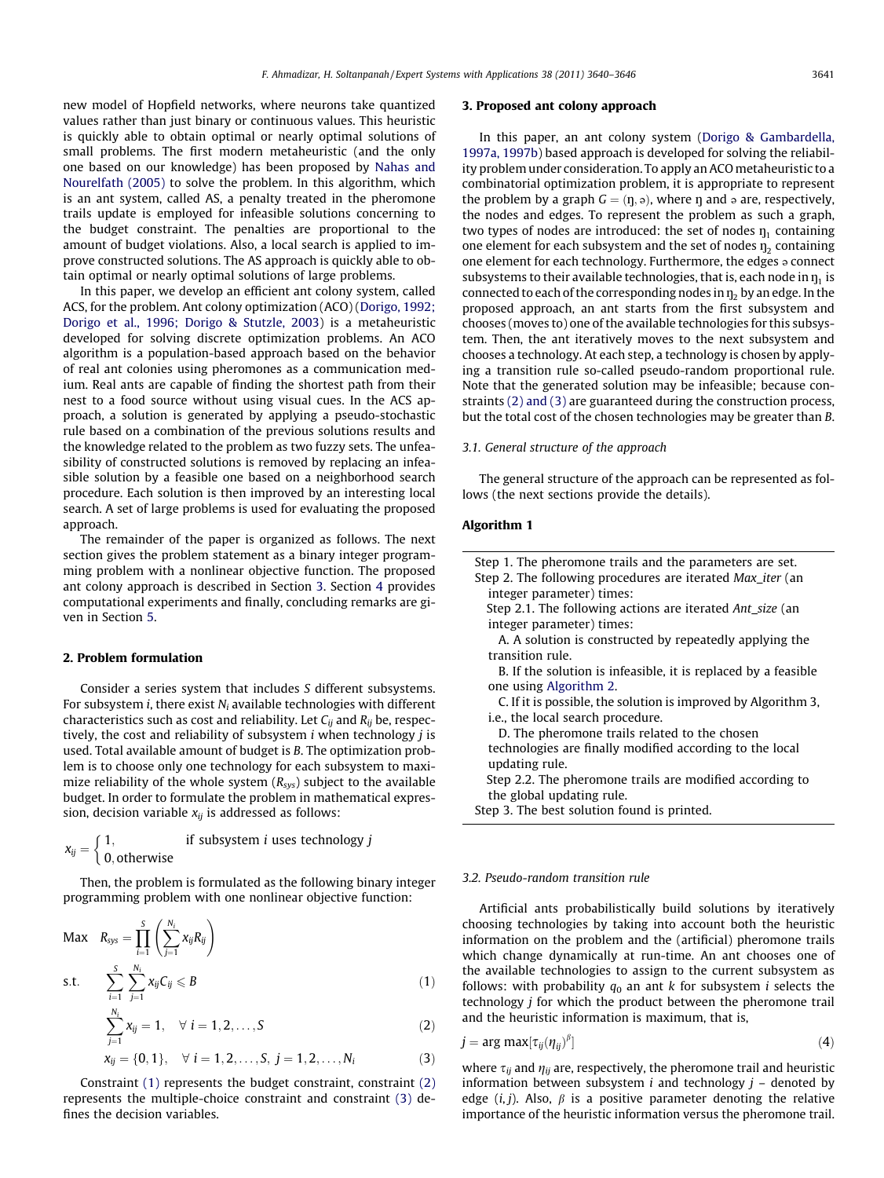new model of Hopfield networks, where neurons take quantized values rather than just binary or continuous values. This heuristic is quickly able to obtain optimal or nearly optimal solutions of small problems. The first modern metaheuristic (and the only one based on our knowledge) has been proposed by Nahas and Nourelfath (2005) to solve the problem. In this algorithm, which is an ant system, called AS, a penalty treated in the pheromone trails update is employed for infeasible solutions concerning to the budget constraint. The penalties are proportional to the amount of budget violations. Also, a local search is applied to improve constructed solutions. The AS approach is quickly able to obtain optimal or nearly optimal solutions of large problems.

In this paper, we develop an efficient ant colony system, called ACS, for the problem. Ant colony optimization (ACO) (Dorigo, 1992; Dorigo et al., 1996; Dorigo & Stutzle, 2003) is a metaheuristic developed for solving discrete optimization problems. An ACO algorithm is a population-based approach based on the behavior of real ant colonies using pheromones as a communication medium. Real ants are capable of finding the shortest path from their nest to a food source without using visual cues. In the ACS approach, a solution is generated by applying a pseudo-stochastic rule based on a combination of the previous solutions results and the knowledge related to the problem as two fuzzy sets. The unfeasibility of constructed solutions is removed by replacing an infeasible solution by a feasible one based on a neighborhood search procedure. Each solution is then improved by an interesting local search. A set of large problems is used for evaluating the proposed approach.

The remainder of the paper is organized as follows. The next section gives the problem statement as a binary integer programming problem with a nonlinear objective function. The proposed ant colony approach is described in Section 3. Section 4 provides computational experiments and finally, concluding remarks are given in Section 5.

## 2. Problem formulation

Consider a series system that includes $S$ different subsystems. For subsystem $i$, there exist $N_i$ available technologies with different characteristics such as cost and reliability. Let $C_{ij}$ and $R_{ij}$ be, respectively, the cost and reliability of subsystem $i$ when technology $j$ is used. Total available amount of budget is $B$. The optimization problem is to choose only one technology for each subsystem to maximize reliability of the whole system ($R_{sys}$) subject to the available budget. In order to formulate the problem in mathematical expression, decision variable $x_{ij}$ is addressed as follows:

$$x_{ij} = \begin{cases} 1, & \text{if subsystem } i \text{ uses technology } j \\ 0, & \text{otherwise} \end{cases}$$

Then, the problem is formulated as the following binary integer programming problem with one nonlinear objective function:

$$\text{Max} \quad R_{sys} = \prod_{i=1}^{S} \left( \sum_{j=1}^{N_i} x_{ij} R_{ij} \right)$$

$$\text{s.t.} \quad \sum_{i=1}^{S} \sum_{j=1}^{N_i} x_{ij} C_{ij} \leqslant B \tag{1}$$

$$\sum_{j=1}^{N_i} x_{ij} = 1, \quad \forall\, i = 1, 2, \ldots, S \tag{2}$$

$$x_{ij} = \{0, 1\}, \quad \forall\, i = 1, 2, \ldots, S,\; j = 1, 2, \ldots, N_i \tag{3}$$

Constraint (1) represents the budget constraint, constraint (2) represents the multiple-choice constraint and constraint (3) defines the decision variables.

## 3. Proposed ant colony approach

In this paper, an ant colony system (Dorigo & Gambardella, 1997a, 1997b) based approach is developed for solving the reliability problem under consideration. To apply an ACO metaheuristic to a combinatorial optimization problem, it is appropriate to represent the problem by a graph $G = (\eta, \partial)$, where $\eta$ and $\partial$ are, respectively, the nodes and edges. To represent the problem as such a graph, two types of nodes are introduced: the set of nodes $\eta_1$ containing one element for each subsystem and the set of nodes $\eta_2$ containing one element for each technology. Furthermore, the edges $\partial$ connect subsystems to their available technologies, that is, each node in $\eta_1$ is connected to each of the corresponding nodes in $\eta_2$ by an edge. In the proposed approach, an ant starts from the first subsystem and chooses (moves to) one of the available technologies for this subsystem. Then, the ant iteratively moves to the next subsystem and chooses a technology. At each step, a technology is chosen by applying a transition rule so-called pseudo-random proportional rule. Note that the generated solution may be infeasible; because constraints (2) and (3) are guaranteed during the construction process, but the total cost of the chosen technologies may be greater than $B$.

### 3.1. General structure of the approach

The general structure of the approach can be represented as follows (the next sections provide the details).

**Algorithm 1**

Step 1. The pheromone trails and the parameters are set.
Step 2. The following procedures are iterated *Max_iter* (an integer parameter) times:
  Step 2.1. The following actions are iterated *Ant_size* (an integer parameter) times:
    A. A solution is constructed by repeatedly applying the transition rule.
    B. If the solution is infeasible, it is replaced by a feasible one using Algorithm 2.
    C. If it is possible, the solution is improved by Algorithm 3, i.e., the local search procedure.
    D. The pheromone trails related to the chosen technologies are finally modified according to the local updating rule.
  Step 2.2. The pheromone trails are modified according to the global updating rule.
Step 3. The best solution found is printed.

### 3.2. Pseudo-random transition rule

Artificial ants probabilistically build solutions by iteratively choosing technologies by taking into account both the heuristic information on the problem and the (artificial) pheromone trails which change dynamically at run-time. An ant chooses one of the available technologies to assign to the current subsystem as follows: with probability $q_0$ an ant $k$ for subsystem $i$ selects the technology $j$ for which the product between the pheromone trail and the heuristic information is maximum, that is,

$$j = \arg\max[\tau_{ij}(\eta_{ij})^{\beta}] \tag{4}$$

where $\tau_{ij}$ and $\eta_{ij}$ are, respectively, the pheromone trail and heuristic information between subsystem $i$ and technology $j$ – denoted by edge $(i, j)$. Also, $\beta$ is a positive parameter denoting the relative importance of the heuristic information versus the pheromone trail.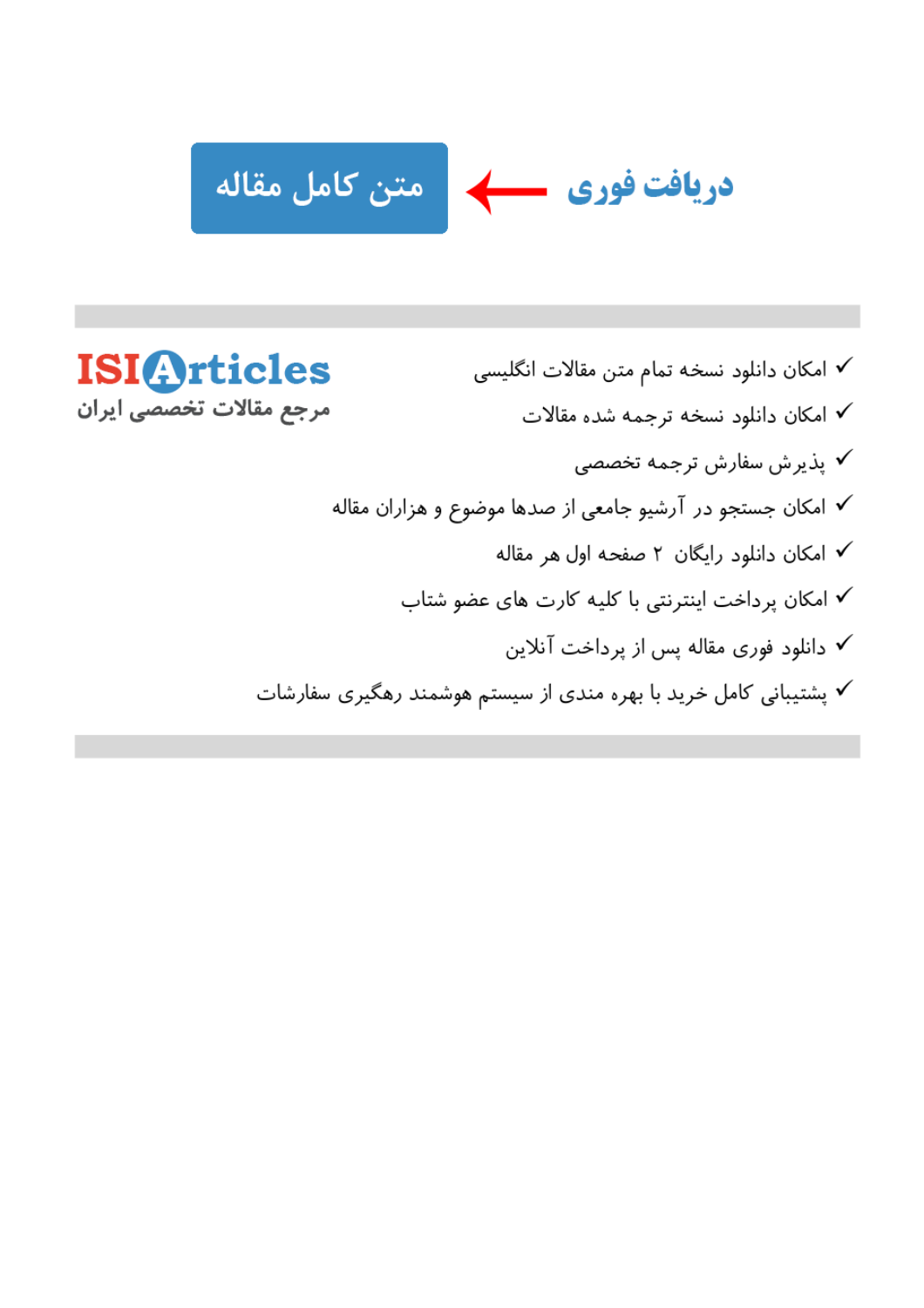دریافت فوری ← متن کامل مقاله

**ISIArticles**
مرجع مقالات تخصصی ایران

- ✓ امکان دانلود نسخه تمام متن مقالات انگلیسی
- ✓ امکان دانلود نسخه ترجمه شده مقالات
- ✓ پذیرش سفارش ترجمه تخصصی
- ✓ امکان جستجو در آرشیو جامعی از صدها موضوع و هزاران مقاله
- ✓ امکان دانلود رایگان ۲ صفحه اول هر مقاله
- ✓ امکان پرداخت اینترنتی با کلیه کارت های عضو شتاب
- ✓ دانلود فوری مقاله پس از پرداخت آنلاین
- ✓ پشتیبانی کامل خرید با بهره مندی از سیستم هوشمند رهگیری سفارشات